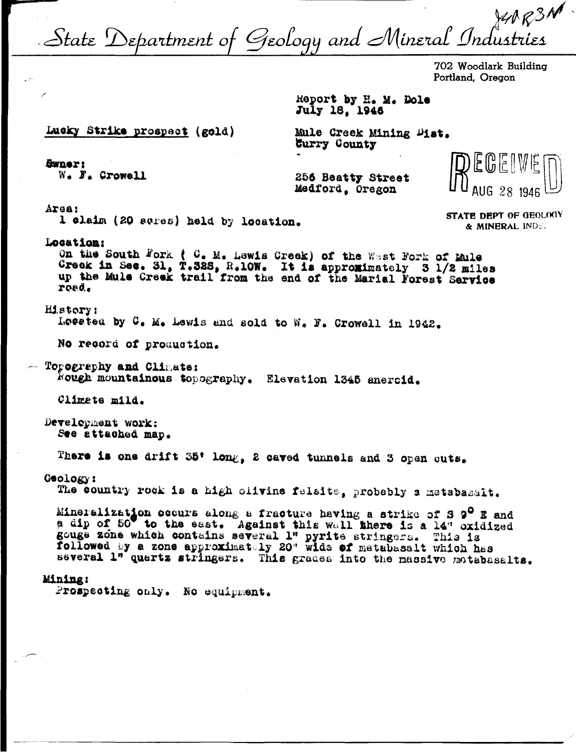J41R3M

# State Department of Geology and Mineral Industries

702 Woodlark Building
Portland, Oregon

Report by H. M. Dole
July 18, 1946

Lucky Strike prospect (gold)

Mule Creek Mining Dist.
Curry County

RECEIVED
AUG 28 1946
STATE DEPT OF GEOLOGY & MINERAL INDS.

**Owner:**
W. F. Crowell
256 Beatty Street
Medford, Oregon

**Area:**
1 claim (20 acres) held by location.

**Location:**
On the South Fork ( C. M. Lewis Creek) of the West Fork of Mule Creek in Sec. 31, T.32S, R.10W. It is approximately 3 1/2 miles up the Mule Creek trail from the end of the Marial Forest Service road.

**History:**
Located by C. M. Lewis and sold to W. F. Crowell in 1942.

No record of production.

**Topography and Climate:**
Rough mountainous topography. Elevation 1345 aneroid.

Climate mild.

**Development work:**
See attached map.

There is one drift 35' long, 2 caved tunnels and 3 open cuts.

**Geology:**
The country rock is a high olivine felsite, probably a metabasalt.

Mineralization occurs along a fracture having a strike of S 9° E and a dip of 50° to the east. Against this wall there is a 14" oxidized gouge zone which contains several 1" pyrite stringers. This is followed by a zone approximately 20" wide of metabasalt which has several 1" quartz stringers. This grades into the massive metabasalts.

**Mining:**
Prospecting only. No equipment.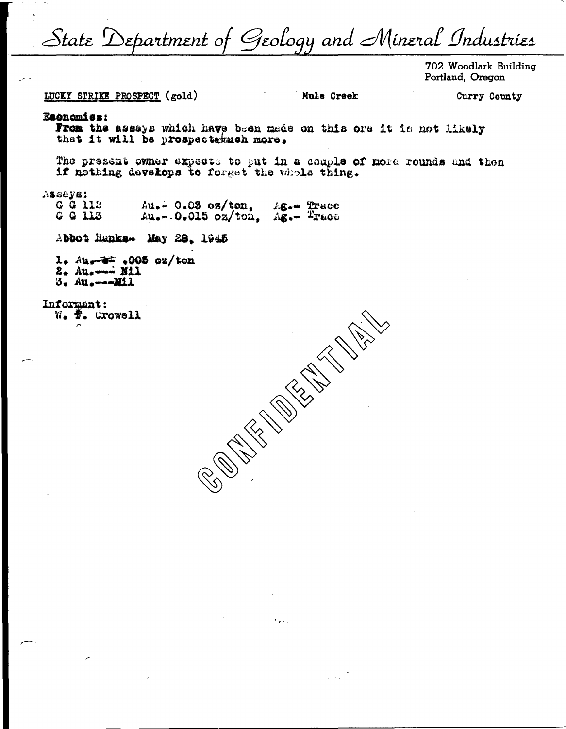# State Department of Geology and Mineral Industries

702 Woodlark Building
Portland, Oregon

LUCKY STRIKE PROSPECT (gold) Mule Creek Curry County

**Economics:**
From the assays which have been made on this ore it is not likely that it will be prospected much more.

The present owner expects to put in a couple of more rounds and then if nothing develops to forget the whole thing.

Assays:

| | | |
|---|---|---|
| G G 112 | Au.- 0.03 oz/ton, | Ag.- Trace |
| G G 113 | Au.- 0.015 oz/ton, | Ag.- Trace |

Abbot Hanks- May 28, 1945

1. Au.--- .005 oz/ton
2. Au.--- Nil
3. Au.---Nil

Informant:
W. F. Crowell

CONFIDENTIAL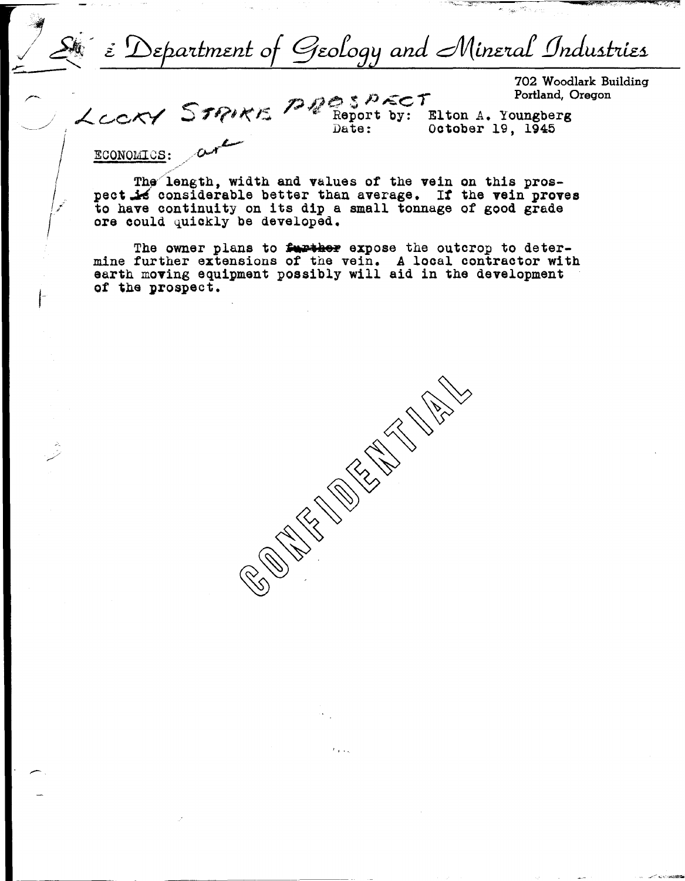# State Department of Geology and Mineral Industries

702 Woodlark Building
Portland, Oregon

LUCKY STRIKE PROSPECT

Report by: Elton A. Youngberg
Date: October 19, 1945

ECONOMICS:

The length, width and values of the vein on this prospect are considerable better than average. If the vein proves to have continuity on its dip a small tonnage of good grade ore could quickly be developed.

The owner plans to expose the outcrop to determine further extensions of the vein. A local contractor with earth moving equipment possibly will aid in the development of the prospect.

CONFIDENTIAL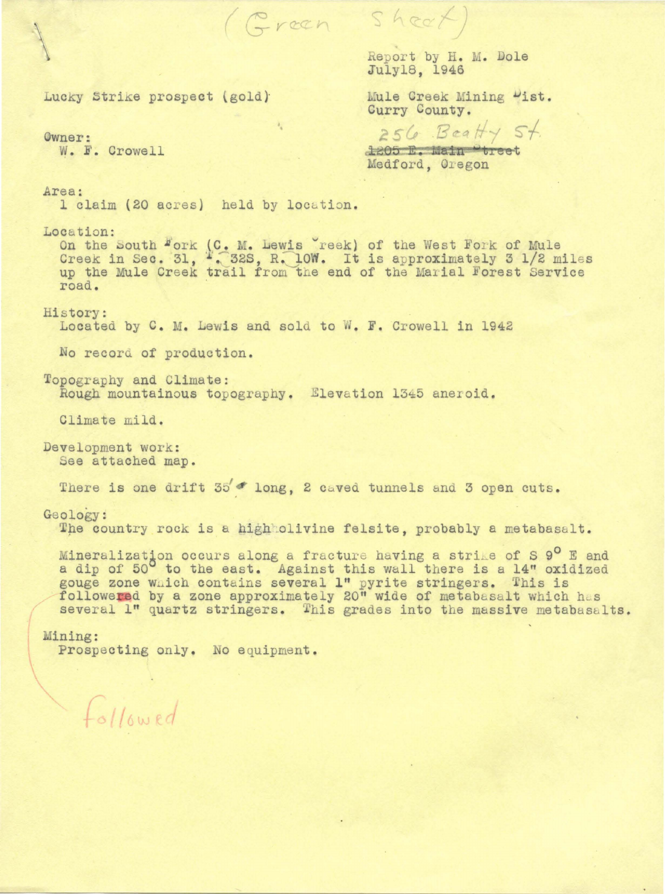(Green Sheet)

Report by H. M. Dole
July18, 1946

Lucky Strike prospect (gold)

Mule Creek Mining Dist.
Curry County.

Owner:
W. F. Crowell

256 Beatty St.
~~1205 E. Main Street~~
Medford, Oregon

Area:
1 claim (20 acres) held by location.

Location:
On the South Fork (C. M. Lewis Creek) of the West Fork of Mule Creek in Sec. 31, T. 32S, R. 10W. It is approximately 3 1/2 miles up the Mule Creek trail from the end of the Marial Forest Service road.

History:
Located by C. M. Lewis and sold to W. F. Crowell in 1942

No record of production.

Topography and Climate:
Rough mountainous topography. Elevation 1345 aneroid.

Climate mild.

Development work:
See attached map.

There is one drift 35' long, 2 caved tunnels and 3 open cuts.

Geology:
The country rock is a high olivine felsite, probably a metabasalt.

Mineralization occurs along a fracture having a strike of S 9° E and a dip of 50° to the east. Against this wall there is a 14" oxidized gouge zone which contains several 1" pyrite stringers. This is followed by a zone approximately 20" wide of metabasalt which has several 1" quartz stringers. This grades into the massive metabasalts.

Mining:
Prospecting only. No equipment.

followed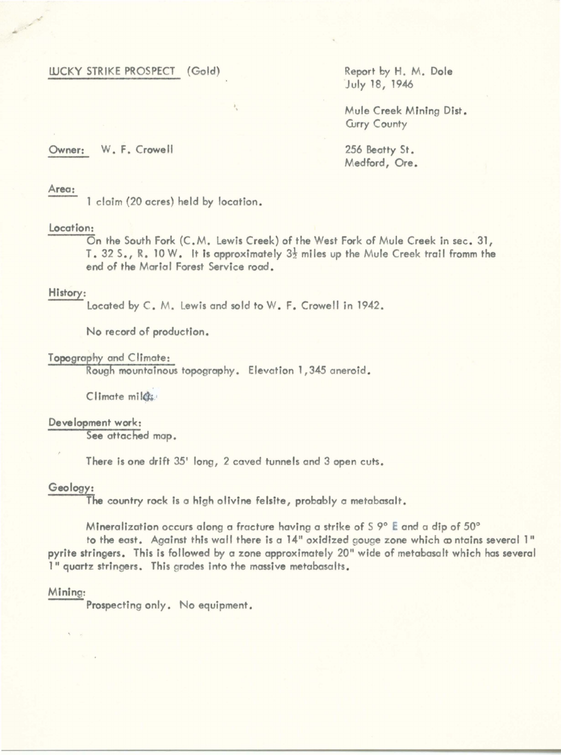LUCKY STRIKE PROSPECT (Gold)

Report by H. M. Dole
July 18, 1946

Mule Creek Mining Dist.
Curry County

Owner: W. F. Crowell

256 Beatty St.
Medford, Ore.

**Area:**

1 claim (20 acres) held by location.

**Location:**

On the South Fork (C.M. Lewis Creek) of the West Fork of Mule Creek in sec. 31, T. 32 S., R. 10 W. It is approximately 3½ miles up the Mule Creek trail fromm the end of the Marial Forest Service road.

**History:**

Located by C. M. Lewis and sold to W. F. Crowell in 1942.

No record of production.

**Topography and Climate:**

Rough mountainous topography. Elevation 1,345 aneroid.

Climate mild.

**Development work:**

See attached map.

There is one drift 35' long, 2 caved tunnels and 3 open cuts.

**Geology:**

The country rock is a high olivine felsite, probably a metabasalt.

Mineralization occurs along a fracture having a strike of S 9° E and a dip of 50° to the east. Against this wall there is a 14" oxidized gouge zone which contains several 1" pyrite stringers. This is followed by a zone approximately 20" wide of metabasalt which has several 1" quartz stringers. This grades into the massive metabasalts.

**Mining:**

Prospecting only. No equipment.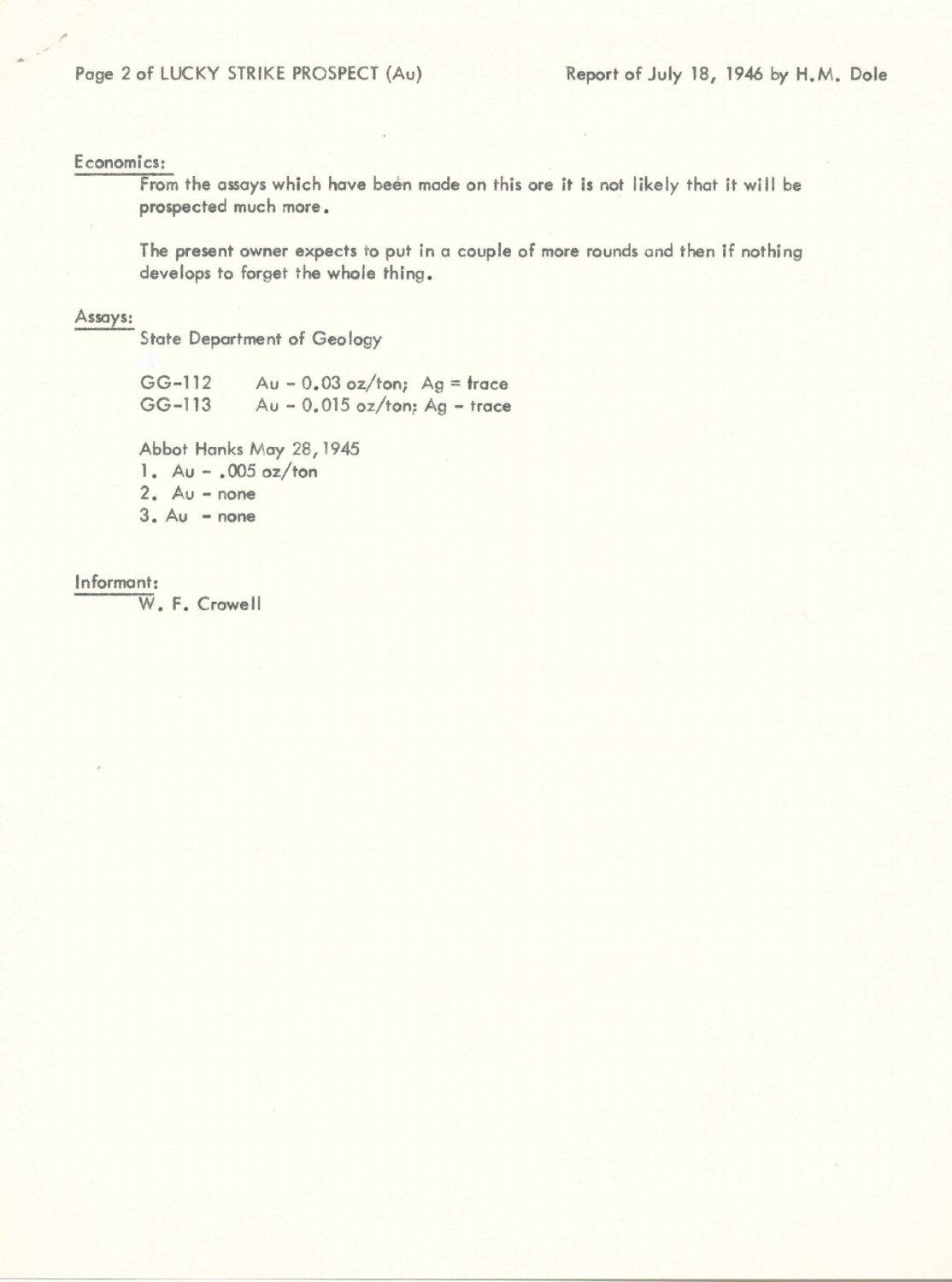**Economics:**

From the assays which have been made on this ore it is not likely that it will be prospected much more.

The present owner expects to put in a couple of more rounds and then if nothing develops to forget the whole thing.

**Assays:**

State Department of Geology

GG-112 Au - 0.03 oz/ton; Ag = trace
GG-113 Au - 0.015 oz/ton; Ag - trace

Abbot Hanks May 28, 1945

1. Au - .005 oz/ton
2. Au - none
3. Au - none

**Informant:**

W. F. Crowell